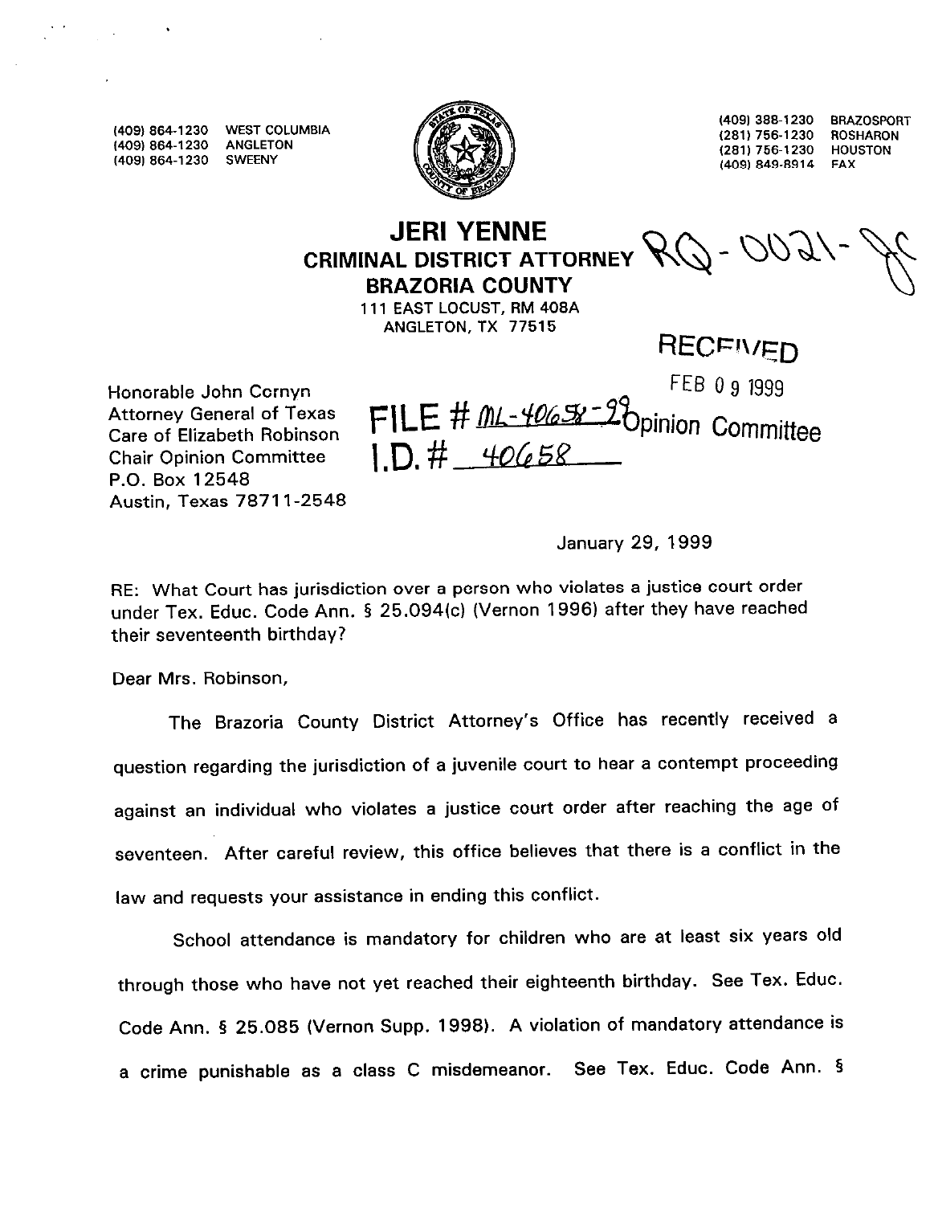(409) 864-1230 WEST COLUMBIA
(409) 864-1230 ANGLETON
(409) 864-1230 SWEENY

(409) 388-1230 BRAZOSPORT
(281) 756-1230 ROSHARON
(281) 756-1230 HOUSTON
(409) 849-8914 FAX

# JERI YENNE
## CRIMINAL DISTRICT ATTORNEY
## BRAZORIA COUNTY

111 EAST LOCUST, RM 408A
ANGLETON, TX 77515

RQ-0021-JC

RECEIVED
FEB 09 1999
Opinion Committee

FILE # ML-40658-99
I.D. # 40658

Honorable John Cornyn
Attorney General of Texas
Care of Elizabeth Robinson
Chair Opinion Committee
P.O. Box 12548
Austin, Texas 78711-2548

January 29, 1999

RE: What Court has jurisdiction over a person who violates a justice court order under Tex. Educ. Code Ann. § 25.094(c) (Vernon 1996) after they have reached their seventeenth birthday?

Dear Mrs. Robinson,

The Brazoria County District Attorney's Office has recently received a question regarding the jurisdiction of a juvenile court to hear a contempt proceeding against an individual who violates a justice court order after reaching the age of seventeen. After careful review, this office believes that there is a conflict in the law and requests your assistance in ending this conflict.

School attendance is mandatory for children who are at least six years old through those who have not yet reached their eighteenth birthday. See Tex. Educ. Code Ann. § 25.085 (Vernon Supp. 1998). A violation of mandatory attendance is a crime punishable as a class C misdemeanor. See Tex. Educ. Code Ann. §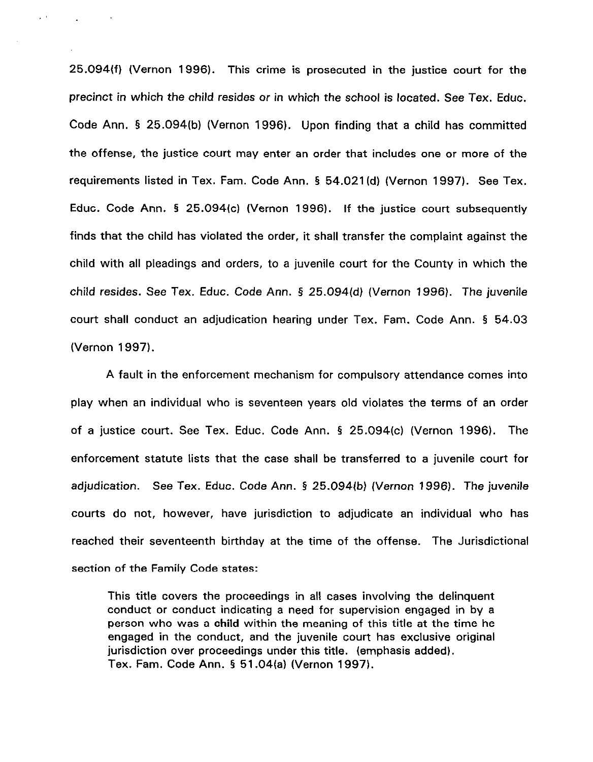25.094(f) (Vernon 1996). This crime is prosecuted in the justice court for the precinct in which the child resides or in which the school is located. See Tex. Educ. Code Ann. § 25.094(b) (Vernon 1996). Upon finding that a child has committed the offense, the justice court may enter an order that includes one or more of the requirements listed in Tex. Fam. Code Ann. § 54.021(d) (Vernon 1997). See Tex. Educ. Code Ann. § 25.094(c) (Vernon 1996). If the justice court subsequently finds that the child has violated the order, it shall transfer the complaint against the child with all pleadings and orders, to a juvenile court for the County in which the child resides. See Tex. Educ. Code Ann. § 25.094(d) (Vernon 1996). The juvenile court shall conduct an adjudication hearing under Tex. Fam. Code Ann. § 54.03 (Vernon 1997).

A fault in the enforcement mechanism for compulsory attendance comes into play when an individual who is seventeen years old violates the terms of an order of a justice court. See Tex. Educ. Code Ann. § 25.094(c) (Vernon 1996). The enforcement statute lists that the case shall be transferred to a juvenile court for adjudication. See Tex. Educ. Code Ann. § 25.094(b) (Vernon 1996). The juvenile courts do not, however, have jurisdiction to adjudicate an individual who has reached their seventeenth birthday at the time of the offense. The Jurisdictional section of the Family Code states:

> This title covers the proceedings in all cases involving the delinquent conduct or conduct indicating a need for supervision engaged in by a person who was a **child** within the meaning of this title at the time he engaged in the conduct, and the juvenile court has exclusive original jurisdiction over proceedings under this title. (emphasis added).
> Tex. Fam. Code Ann. § 51.04(a) (Vernon 1997).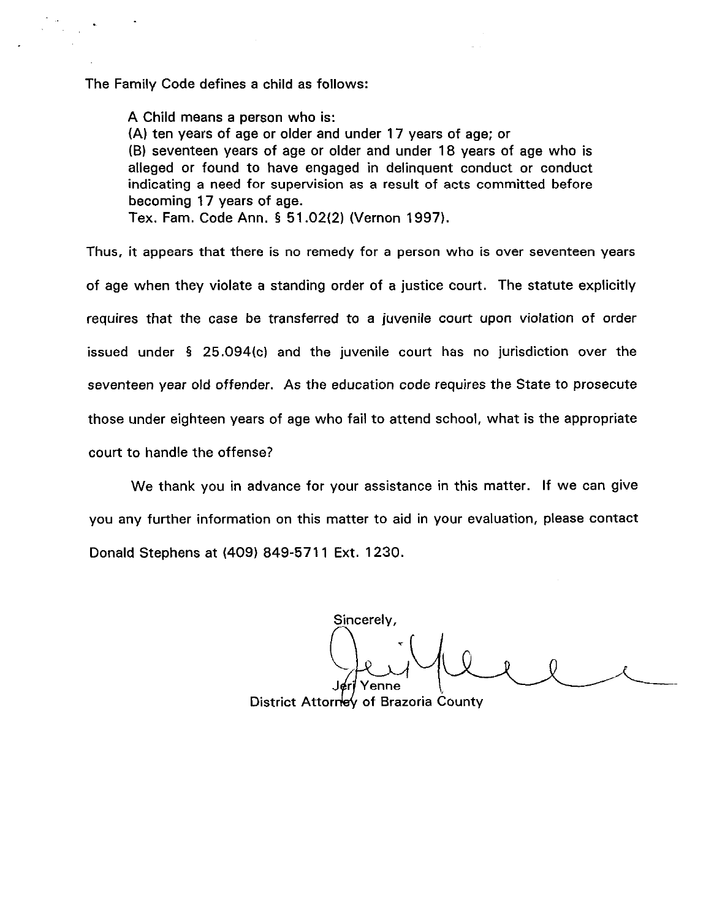The Family Code defines a child as follows:

> A Child means a person who is:
> (A) ten years of age or older and under 17 years of age; or
> (B) seventeen years of age or older and under 18 years of age who is alleged or found to have engaged in delinquent conduct or conduct indicating a need for supervision as a result of acts committed before becoming 17 years of age.
> Tex. Fam. Code Ann. § 51.02(2) (Vernon 1997).

Thus, it appears that there is no remedy for a person who is over seventeen years of age when they violate a standing order of a justice court. The statute explicitly requires that the case be transferred to a juvenile court upon violation of order issued under § 25.094(c) and the juvenile court has no jurisdiction over the seventeen year old offender. As the education code requires the State to prosecute those under eighteen years of age who fail to attend school, what is the appropriate court to handle the offense?

We thank you in advance for your assistance in this matter. If we can give you any further information on this matter to aid in your evaluation, please contact Donald Stephens at (409) 849-5711 Ext. 1230.

Sincerely,

Jeri Yenne
District Attorney of Brazoria County